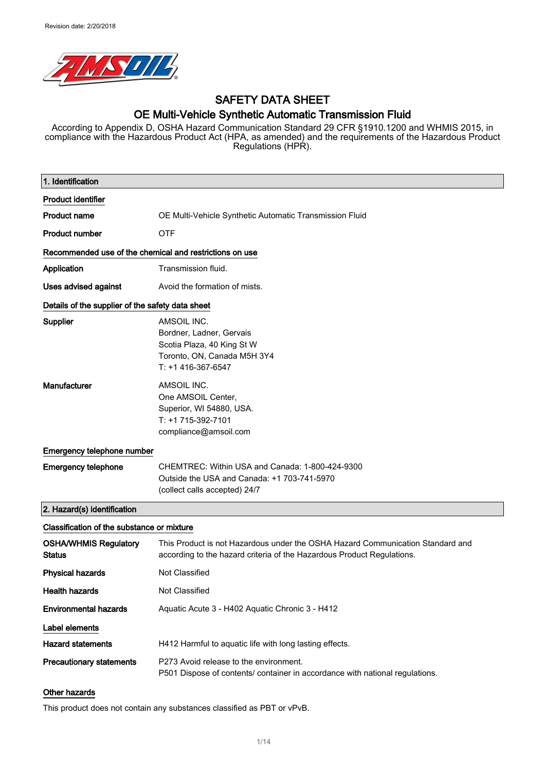Revision date: 2/20/2018

# SAFETY DATA SHEET

## OE Multi-Vehicle Synthetic Automatic Transmission Fluid

According to Appendix D, OSHA Hazard Communication Standard 29 CFR §1910.1200 and WHMIS 2015, in compliance with the Hazardous Product Act (HPA, as amended) and the requirements of the Hazardous Product Regulations (HPR).

## 1. Identification

**Product identifier**

**Product name** OE Multi-Vehicle Synthetic Automatic Transmission Fluid

**Product number** OTF

**Recommended use of the chemical and restrictions on use**

**Application** Transmission fluid.

**Uses advised against** Avoid the formation of mists.

**Details of the supplier of the safety data sheet**

**Supplier**
AMSOIL INC.
Bordner, Ladner, Gervais
Scotia Plaza, 40 King St W
Toronto, ON, Canada M5H 3Y4
T: +1 416-367-6547

**Manufacturer**
AMSOIL INC.
One AMSOIL Center,
Superior, WI 54880, USA.
T: +1 715-392-7101
compliance@amsoil.com

**Emergency telephone number**

**Emergency telephone**
CHEMTREC: Within USA and Canada: 1-800-424-9300
Outside the USA and Canada: +1 703-741-5970
(collect calls accepted) 24/7

## 2. Hazard(s) identification

**Classification of the substance or mixture**

**OSHA/WHMIS Regulatory Status** This Product is not Hazardous under the OSHA Hazard Communication Standard and according to the hazard criteria of the Hazardous Product Regulations.

**Physical hazards** Not Classified

**Health hazards** Not Classified

**Environmental hazards** Aquatic Acute 3 - H402 Aquatic Chronic 3 - H412

**Label elements**

**Hazard statements** H412 Harmful to aquatic life with long lasting effects.

**Precautionary statements**
P273 Avoid release to the environment.
P501 Dispose of contents/ container in accordance with national regulations.

**Other hazards**

This product does not contain any substances classified as PBT or vPvB.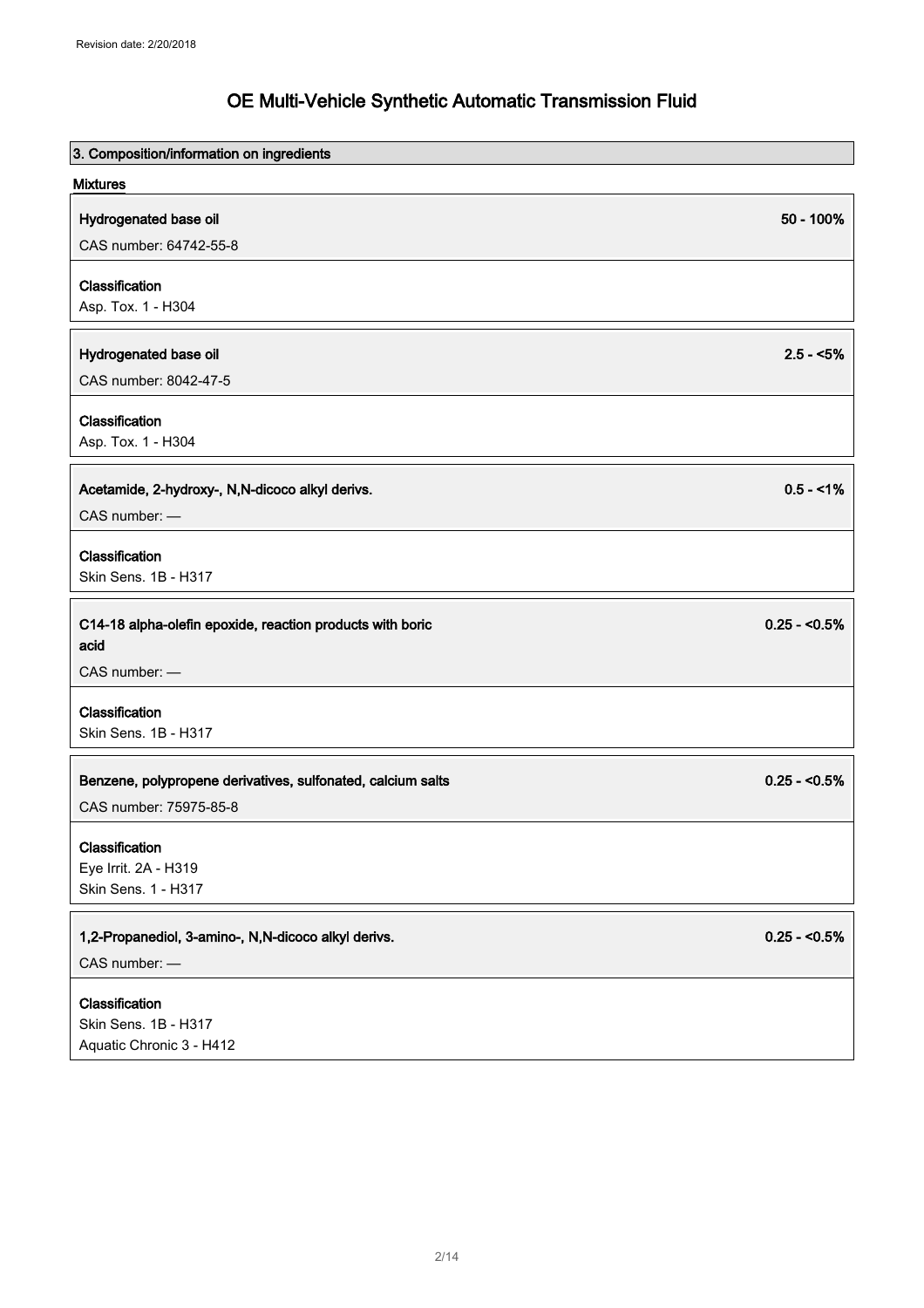## 3. Composition/information on ingredients

### Mixtures

**Hydrogenated base oil** 50 - 100%

CAS number: 64742-55-8

**Classification**

Asp. Tox. 1 - H304

**Hydrogenated base oil** 2.5 - <5%

CAS number: 8042-47-5

**Classification**

Asp. Tox. 1 - H304

**Acetamide, 2-hydroxy-, N,N-dicoco alkyl derivs.** 0.5 - <1%

CAS number: —

**Classification**

Skin Sens. 1B - H317

**C14-18 alpha-olefin epoxide, reaction products with boric acid** 0.25 - <0.5%

CAS number: —

**Classification**

Skin Sens. 1B - H317

**Benzene, polypropene derivatives, sulfonated, calcium salts** 0.25 - <0.5%

CAS number: 75975-85-8

**Classification**

Eye Irrit. 2A - H319
Skin Sens. 1 - H317

**1,2-Propanediol, 3-amino-, N,N-dicoco alkyl derivs.** 0.25 - <0.5%

CAS number: —

**Classification**

Skin Sens. 1B - H317
Aquatic Chronic 3 - H412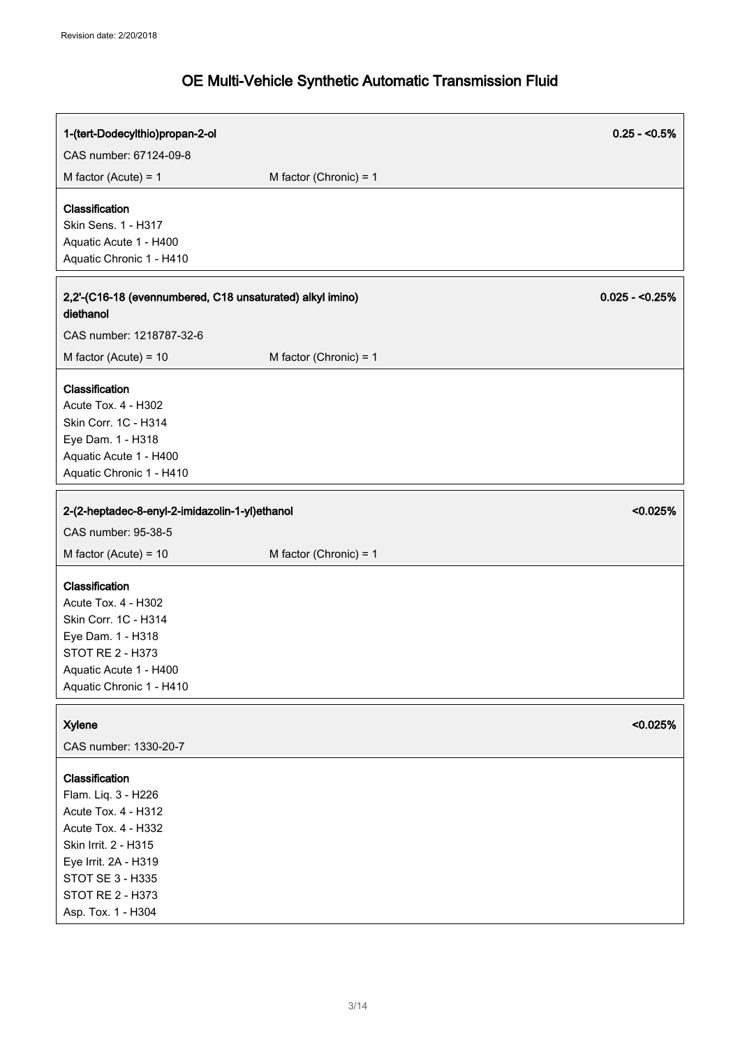**1-(tert-Dodecylthio)propan-2-ol** 0.25 - <0.5%

CAS number: 67124-09-8

M factor (Acute) = 1 M factor (Chronic) = 1

**Classification**
Skin Sens. 1 - H317
Aquatic Acute 1 - H400
Aquatic Chronic 1 - H410

**2,2'-(C16-18 (evennumbered, C18 unsaturated) alkyl imino) diethanol** 0.025 - <0.25%

CAS number: 1218787-32-6

M factor (Acute) = 10 M factor (Chronic) = 1

**Classification**
Acute Tox. 4 - H302
Skin Corr. 1C - H314
Eye Dam. 1 - H318
Aquatic Acute 1 - H400
Aquatic Chronic 1 - H410

**2-(2-heptadec-8-enyl-2-imidazolin-1-yl)ethanol** <0.025%

CAS number: 95-38-5

M factor (Acute) = 10 M factor (Chronic) = 1

**Classification**
Acute Tox. 4 - H302
Skin Corr. 1C - H314
Eye Dam. 1 - H318
STOT RE 2 - H373
Aquatic Acute 1 - H400
Aquatic Chronic 1 - H410

**Xylene** <0.025%

CAS number: 1330-20-7

**Classification**
Flam. Liq. 3 - H226
Acute Tox. 4 - H312
Acute Tox. 4 - H332
Skin Irrit. 2 - H315
Eye Irrit. 2A - H319
STOT SE 3 - H335
STOT RE 2 - H373
Asp. Tox. 1 - H304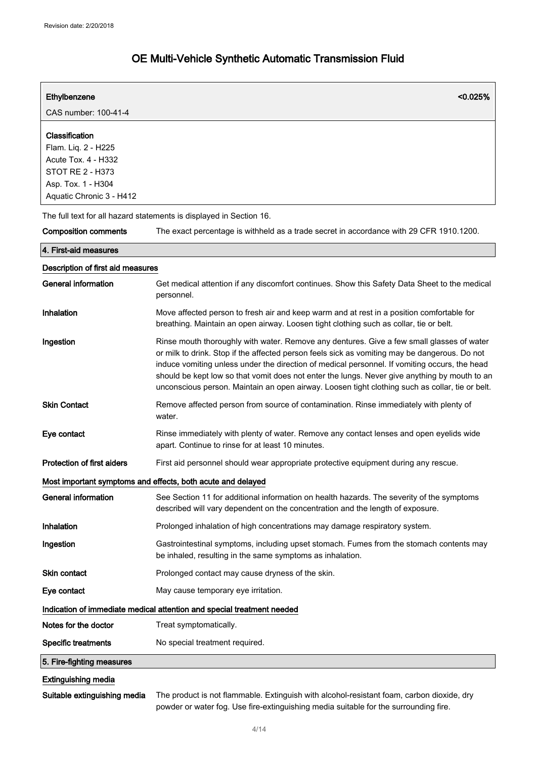Revision date: 2/20/2018

# OE Multi-Vehicle Synthetic Automatic Transmission Fluid

| **Ethylbenzene** | **<0.025%** |
|---|---|
| CAS number: 100-41-4 | |

**Classification**
Flam. Liq. 2 - H225
Acute Tox. 4 - H332
STOT RE 2 - H373
Asp. Tox. 1 - H304
Aquatic Chronic 3 - H412

The full text for all hazard statements is displayed in Section 16.

**Composition comments** The exact percentage is withheld as a trade secret in accordance with 29 CFR 1910.1200.

## 4. First-aid measures

### Description of first aid measures

**General information** Get medical attention if any discomfort continues. Show this Safety Data Sheet to the medical personnel.

**Inhalation** Move affected person to fresh air and keep warm and at rest in a position comfortable for breathing. Maintain an open airway. Loosen tight clothing such as collar, tie or belt.

**Ingestion** Rinse mouth thoroughly with water. Remove any dentures. Give a few small glasses of water or milk to drink. Stop if the affected person feels sick as vomiting may be dangerous. Do not induce vomiting unless under the direction of medical personnel. If vomiting occurs, the head should be kept low so that vomit does not enter the lungs. Never give anything by mouth to an unconscious person. Maintain an open airway. Loosen tight clothing such as collar, tie or belt.

**Skin Contact** Remove affected person from source of contamination. Rinse immediately with plenty of water.

**Eye contact** Rinse immediately with plenty of water. Remove any contact lenses and open eyelids wide apart. Continue to rinse for at least 10 minutes.

**Protection of first aiders** First aid personnel should wear appropriate protective equipment during any rescue.

### Most important symptoms and effects, both acute and delayed

**General information** See Section 11 for additional information on health hazards. The severity of the symptoms described will vary dependent on the concentration and the length of exposure.

**Inhalation** Prolonged inhalation of high concentrations may damage respiratory system.

**Ingestion** Gastrointestinal symptoms, including upset stomach. Fumes from the stomach contents may be inhaled, resulting in the same symptoms as inhalation.

**Skin contact** Prolonged contact may cause dryness of the skin.

**Eye contact** May cause temporary eye irritation.

### Indication of immediate medical attention and special treatment needed

**Notes for the doctor** Treat symptomatically.

**Specific treatments** No special treatment required.

## 5. Fire-fighting measures

### Extinguishing media

**Suitable extinguishing media** The product is not flammable. Extinguish with alcohol-resistant foam, carbon dioxide, dry powder or water fog. Use fire-extinguishing media suitable for the surrounding fire.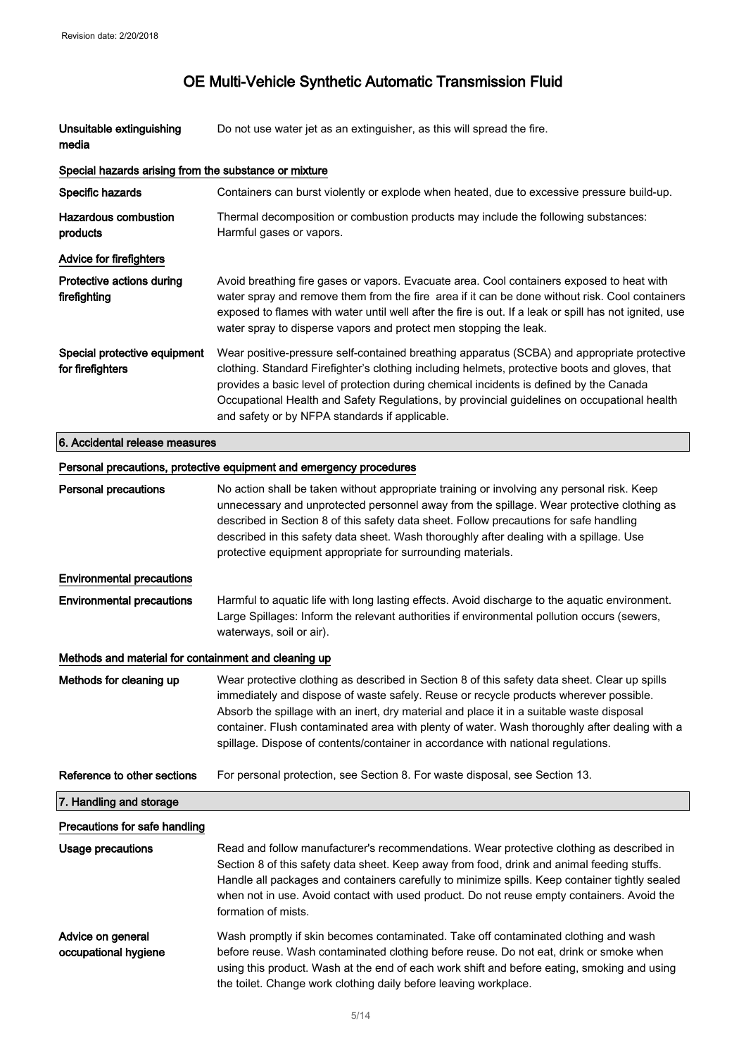| | |
|---|---|
| **Unsuitable extinguishing media** | Do not use water jet as an extinguisher, as this will spread the fire. |

### Special hazards arising from the substance or mixture

| | |
|---|---|
| **Specific hazards** | Containers can burst violently or explode when heated, due to excessive pressure build-up. |
| **Hazardous combustion products** | Thermal decomposition or combustion products may include the following substances: Harmful gases or vapors. |

### Advice for firefighters

| | |
|---|---|
| **Protective actions during firefighting** | Avoid breathing fire gases or vapors. Evacuate area. Cool containers exposed to heat with water spray and remove them from the fire area if it can be done without risk. Cool containers exposed to flames with water until well after the fire is out. If a leak or spill has not ignited, use water spray to disperse vapors and protect men stopping the leak. |
| **Special protective equipment for firefighters** | Wear positive-pressure self-contained breathing apparatus (SCBA) and appropriate protective clothing. Standard Firefighter's clothing including helmets, protective boots and gloves, that provides a basic level of protection during chemical incidents is defined by the Canada Occupational Health and Safety Regulations, by provincial guidelines on occupational health and safety or by NFPA standards if applicable. |

## 6. Accidental release measures

### Personal precautions, protective equipment and emergency procedures

| | |
|---|---|
| **Personal precautions** | No action shall be taken without appropriate training or involving any personal risk. Keep unnecessary and unprotected personnel away from the spillage. Wear protective clothing as described in Section 8 of this safety data sheet. Follow precautions for safe handling described in this safety data sheet. Wash thoroughly after dealing with a spillage. Use protective equipment appropriate for surrounding materials. |

### Environmental precautions

| | |
|---|---|
| **Environmental precautions** | Harmful to aquatic life with long lasting effects. Avoid discharge to the aquatic environment. Large Spillages: Inform the relevant authorities if environmental pollution occurs (sewers, waterways, soil or air). |

### Methods and material for containment and cleaning up

| | |
|---|---|
| **Methods for cleaning up** | Wear protective clothing as described in Section 8 of this safety data sheet. Clear up spills immediately and dispose of waste safely. Reuse or recycle products wherever possible. Absorb the spillage with an inert, dry material and place it in a suitable waste disposal container. Flush contaminated area with plenty of water. Wash thoroughly after dealing with a spillage. Dispose of contents/container in accordance with national regulations. |
| **Reference to other sections** | For personal protection, see Section 8. For waste disposal, see Section 13. |

## 7. Handling and storage

### Precautions for safe handling

| | |
|---|---|
| **Usage precautions** | Read and follow manufacturer's recommendations. Wear protective clothing as described in Section 8 of this safety data sheet. Keep away from food, drink and animal feeding stuffs. Handle all packages and containers carefully to minimize spills. Keep container tightly sealed when not in use. Avoid contact with used product. Do not reuse empty containers. Avoid the formation of mists. |
| **Advice on general occupational hygiene** | Wash promptly if skin becomes contaminated. Take off contaminated clothing and wash before reuse. Wash contaminated clothing before reuse. Do not eat, drink or smoke when using this product. Wash at the end of each work shift and before eating, smoking and using the toilet. Change work clothing daily before leaving workplace. |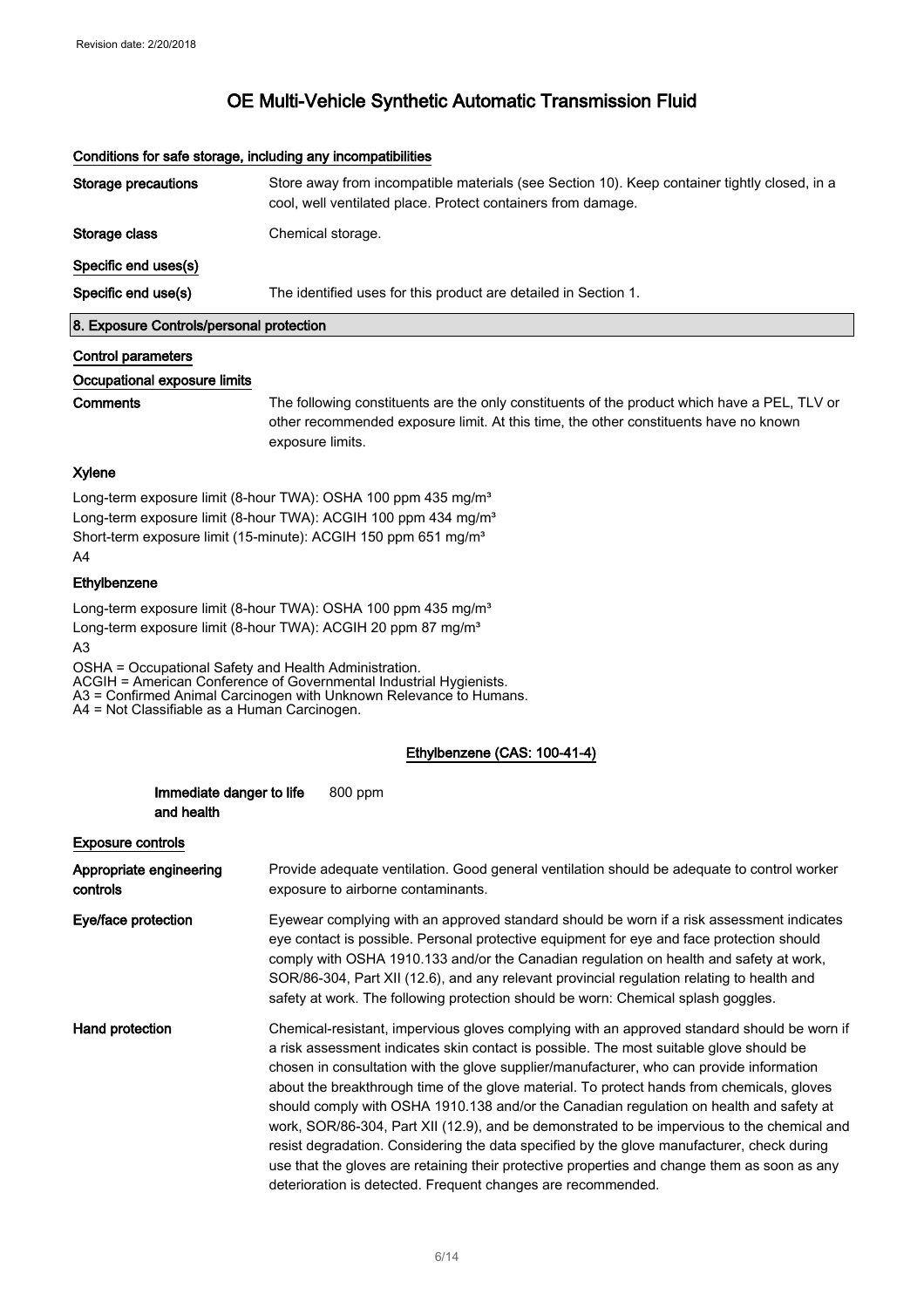# OE Multi-Vehicle Synthetic Automatic Transmission Fluid

### Conditions for safe storage, including any incompatibilities

**Storage precautions** Store away from incompatible materials (see Section 10). Keep container tightly closed, in a cool, well ventilated place. Protect containers from damage.

**Storage class** Chemical storage.

### Specific end uses(s)

**Specific end use(s)** The identified uses for this product are detailed in Section 1.

## 8. Exposure Controls/personal protection

### Control parameters

### Occupational exposure limits

**Comments** The following constituents are the only constituents of the product which have a PEL, TLV or other recommended exposure limit. At this time, the other constituents have no known exposure limits.

**Xylene**

Long-term exposure limit (8-hour TWA): OSHA 100 ppm 435 mg/m³
Long-term exposure limit (8-hour TWA): ACGIH 100 ppm 434 mg/m³
Short-term exposure limit (15-minute): ACGIH 150 ppm 651 mg/m³
A4

**Ethylbenzene**

Long-term exposure limit (8-hour TWA): OSHA 100 ppm 435 mg/m³
Long-term exposure limit (8-hour TWA): ACGIH 20 ppm 87 mg/m³
A3

OSHA = Occupational Safety and Health Administration.
ACGIH = American Conference of Governmental Industrial Hygienists.
A3 = Confirmed Animal Carcinogen with Unknown Relevance to Humans.
A4 = Not Classifiable as a Human Carcinogen.

**Ethylbenzene (CAS: 100-41-4)**

**Immediate danger to life and health** 800 ppm

### Exposure controls

**Appropriate engineering controls** Provide adequate ventilation. Good general ventilation should be adequate to control worker exposure to airborne contaminants.

**Eye/face protection** Eyewear complying with an approved standard should be worn if a risk assessment indicates eye contact is possible. Personal protective equipment for eye and face protection should comply with OSHA 1910.133 and/or the Canadian regulation on health and safety at work, SOR/86-304, Part XII (12.6), and any relevant provincial regulation relating to health and safety at work. The following protection should be worn: Chemical splash goggles.

**Hand protection** Chemical-resistant, impervious gloves complying with an approved standard should be worn if a risk assessment indicates skin contact is possible. The most suitable glove should be chosen in consultation with the glove supplier/manufacturer, who can provide information about the breakthrough time of the glove material. To protect hands from chemicals, gloves should comply with OSHA 1910.138 and/or the Canadian regulation on health and safety at work, SOR/86-304, Part XII (12.9), and be demonstrated to be impervious to the chemical and resist degradation. Considering the data specified by the glove manufacturer, check during use that the gloves are retaining their protective properties and change them as soon as any deterioration is detected. Frequent changes are recommended.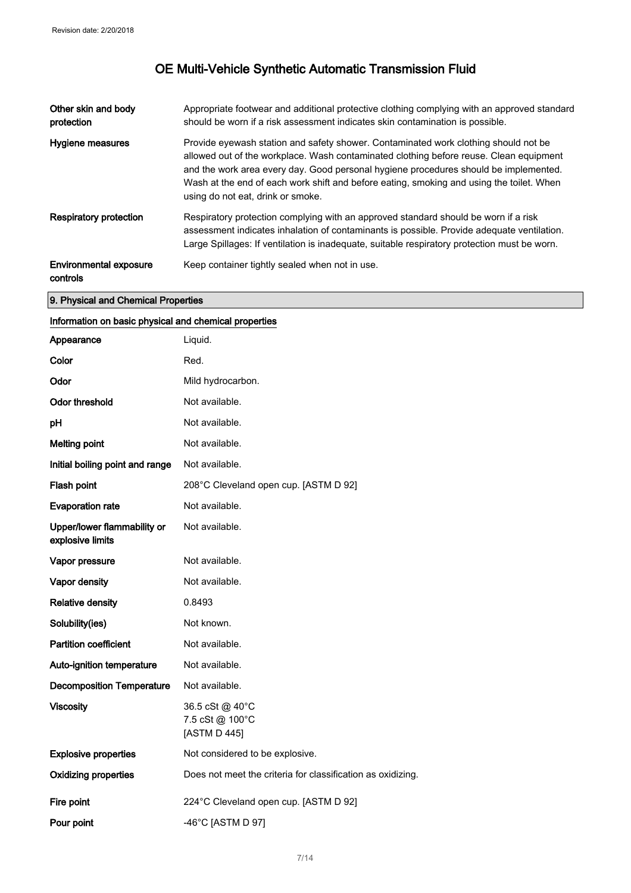| | |
|---|---|
| **Other skin and body protection** | Appropriate footwear and additional protective clothing complying with an approved standard should be worn if a risk assessment indicates skin contamination is possible. |
| **Hygiene measures** | Provide eyewash station and safety shower. Contaminated work clothing should not be allowed out of the workplace. Wash contaminated clothing before reuse. Clean equipment and the work area every day. Good personal hygiene procedures should be implemented. Wash at the end of each work shift and before eating, smoking and using the toilet. When using do not eat, drink or smoke. |
| **Respiratory protection** | Respiratory protection complying with an approved standard should be worn if a risk assessment indicates inhalation of contaminants is possible. Provide adequate ventilation. Large Spillages: If ventilation is inadequate, suitable respiratory protection must be worn. |
| **Environmental exposure controls** | Keep container tightly sealed when not in use. |

## 9. Physical and Chemical Properties

### Information on basic physical and chemical properties

| | |
|---|---|
| **Appearance** | Liquid. |
| **Color** | Red. |
| **Odor** | Mild hydrocarbon. |
| **Odor threshold** | Not available. |
| **pH** | Not available. |
| **Melting point** | Not available. |
| **Initial boiling point and range** | Not available. |
| **Flash point** | 208°C Cleveland open cup. [ASTM D 92] |
| **Evaporation rate** | Not available. |
| **Upper/lower flammability or explosive limits** | Not available. |
| **Vapor pressure** | Not available. |
| **Vapor density** | Not available. |
| **Relative density** | 0.8493 |
| **Solubility(ies)** | Not known. |
| **Partition coefficient** | Not available. |
| **Auto-ignition temperature** | Not available. |
| **Decomposition Temperature** | Not available. |
| **Viscosity** | 36.5 cSt @ 40°C<br>7.5 cSt @ 100°C<br>[ASTM D 445] |
| **Explosive properties** | Not considered to be explosive. |
| **Oxidizing properties** | Does not meet the criteria for classification as oxidizing. |
| **Fire point** | 224°C Cleveland open cup. [ASTM D 92] |
| **Pour point** | -46°C [ASTM D 97] |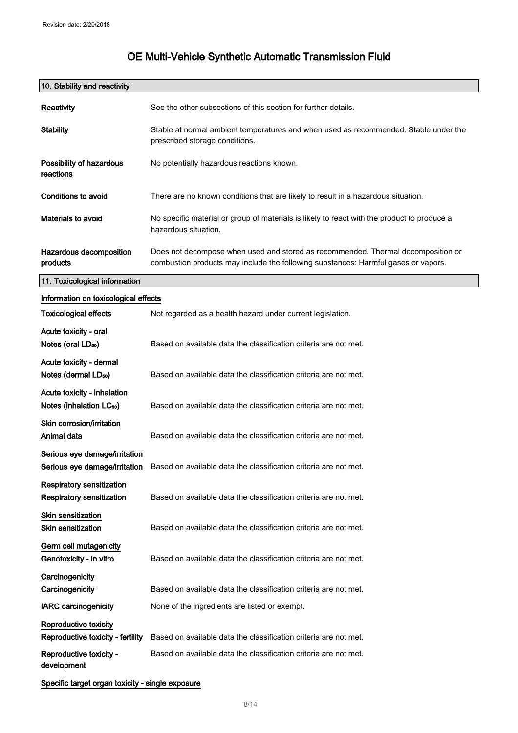## 10. Stability and reactivity

| | |
|---|---|
| **Reactivity** | See the other subsections of this section for further details. |
| **Stability** | Stable at normal ambient temperatures and when used as recommended. Stable under the prescribed storage conditions. |
| **Possibility of hazardous reactions** | No potentially hazardous reactions known. |
| **Conditions to avoid** | There are no known conditions that are likely to result in a hazardous situation. |
| **Materials to avoid** | No specific material or group of materials is likely to react with the product to produce a hazardous situation. |
| **Hazardous decomposition products** | Does not decompose when used and stored as recommended. Thermal decomposition or combustion products may include the following substances: Harmful gases or vapors. |

## 11. Toxicological information

### Information on toxicological effects

| | |
|---|---|
| **Toxicological effects** | Not regarded as a health hazard under current legislation. |

**Acute toxicity - oral**

| | |
|---|---|
| **Notes (oral $LD_{50}$)** | Based on available data the classification criteria are not met. |

**Acute toxicity - dermal**

| | |
|---|---|
| **Notes (dermal $LD_{50}$)** | Based on available data the classification criteria are not met. |

**Acute toxicity - inhalation**

| | |
|---|---|
| **Notes (inhalation $LC_{50}$)** | Based on available data the classification criteria are not met. |

**Skin corrosion/irritation**

| | |
|---|---|
| **Animal data** | Based on available data the classification criteria are not met. |

**Serious eye damage/irritation**

| | |
|---|---|
| **Serious eye damage/irritation** | Based on available data the classification criteria are not met. |

**Respiratory sensitization**

| | |
|---|---|
| **Respiratory sensitization** | Based on available data the classification criteria are not met. |

**Skin sensitization**

| | |
|---|---|
| **Skin sensitization** | Based on available data the classification criteria are not met. |

**Germ cell mutagenicity**

| | |
|---|---|
| **Genotoxicity - in vitro** | Based on available data the classification criteria are not met. |

**Carcinogenicity**

| | |
|---|---|
| **Carcinogenicity** | Based on available data the classification criteria are not met. |
| **IARC carcinogenicity** | None of the ingredients are listed or exempt. |

**Reproductive toxicity**

| | |
|---|---|
| **Reproductive toxicity - fertility** | Based on available data the classification criteria are not met. |
| **Reproductive toxicity - development** | Based on available data the classification criteria are not met. |

**Specific target organ toxicity - single exposure**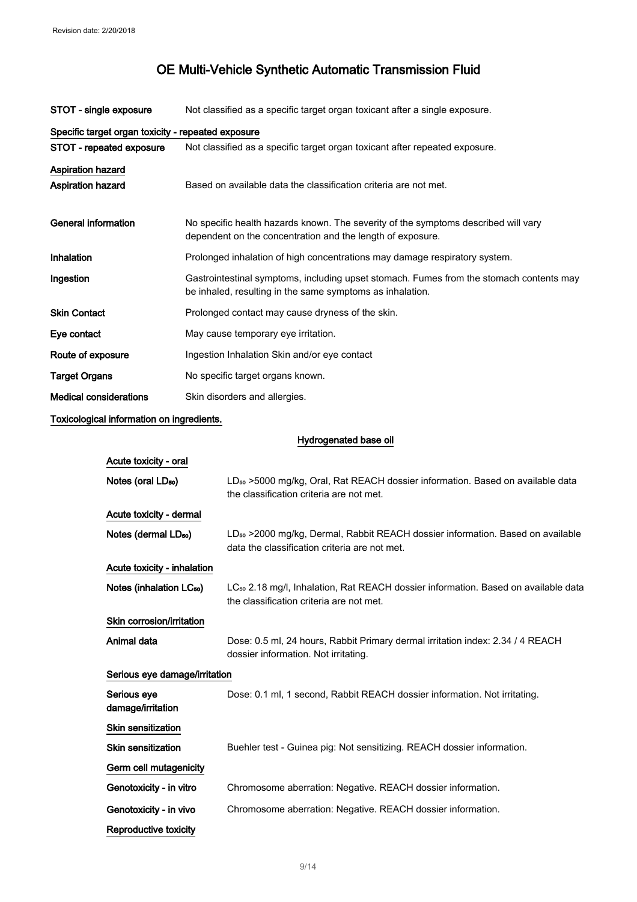| | |
|---|---|
| **STOT - single exposure** | Not classified as a specific target organ toxicant after a single exposure. |

**Specific target organ toxicity - repeated exposure**

| | |
|---|---|
| **STOT - repeated exposure** | Not classified as a specific target organ toxicant after repeated exposure. |

**Aspiration hazard**

| | |
|---|---|
| **Aspiration hazard** | Based on available data the classification criteria are not met. |
| **General information** | No specific health hazards known. The severity of the symptoms described will vary dependent on the concentration and the length of exposure. |
| **Inhalation** | Prolonged inhalation of high concentrations may damage respiratory system. |
| **Ingestion** | Gastrointestinal symptoms, including upset stomach. Fumes from the stomach contents may be inhaled, resulting in the same symptoms as inhalation. |
| **Skin Contact** | Prolonged contact may cause dryness of the skin. |
| **Eye contact** | May cause temporary eye irritation. |
| **Route of exposure** | Ingestion Inhalation Skin and/or eye contact |
| **Target Organs** | No specific target organs known. |
| **Medical considerations** | Skin disorders and allergies. |

**Toxicological information on ingredients.**

**Hydrogenated base oil**

**Acute toxicity - oral**

| | |
|---|---|
| **Notes (oral $LD_{50}$)** | $LD_{50}$ >5000 mg/kg, Oral, Rat REACH dossier information. Based on available data the classification criteria are not met. |

**Acute toxicity - dermal**

| | |
|---|---|
| **Notes (dermal $LD_{50}$)** | $LD_{50}$ >2000 mg/kg, Dermal, Rabbit REACH dossier information. Based on available data the classification criteria are not met. |

**Acute toxicity - inhalation**

| | |
|---|---|
| **Notes (inhalation $LC_{50}$)** | $LC_{50}$ 2.18 mg/l, Inhalation, Rat REACH dossier information. Based on available data the classification criteria are not met. |

**Skin corrosion/irritation**

| | |
|---|---|
| **Animal data** | Dose: 0.5 ml, 24 hours, Rabbit Primary dermal irritation index: 2.34 / 4 REACH dossier information. Not irritating. |

**Serious eye damage/irritation**

| | |
|---|---|
| **Serious eye damage/irritation** | Dose: 0.1 ml, 1 second, Rabbit REACH dossier information. Not irritating. |

**Skin sensitization**

| | |
|---|---|
| **Skin sensitization** | Buehler test - Guinea pig: Not sensitizing. REACH dossier information. |

**Germ cell mutagenicity**

| | |
|---|---|
| **Genotoxicity - in vitro** | Chromosome aberration: Negative. REACH dossier information. |
| **Genotoxicity - in vivo** | Chromosome aberration: Negative. REACH dossier information. |

**Reproductive toxicity**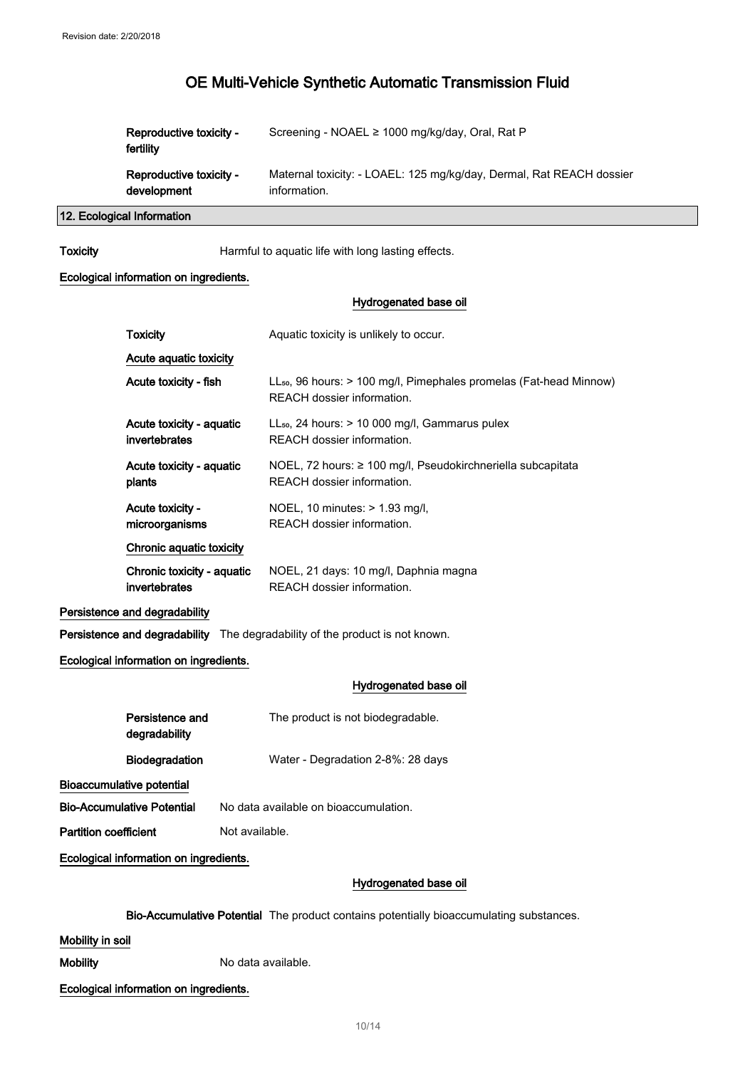| | |
|---|---|
| **Reproductive toxicity - fertility** | Screening - NOAEL ≥ 1000 mg/kg/day, Oral, Rat P |
| **Reproductive toxicity - development** | Maternal toxicity: - LOAEL: 125 mg/kg/day, Dermal, Rat REACH dossier information. |

## 12. Ecological Information

**Toxicity** Harmful to aquatic life with long lasting effects.

**Ecological information on ingredients.**

**Hydrogenated base oil**

| | |
|---|---|
| **Toxicity** | Aquatic toxicity is unlikely to occur. |
| **Acute aquatic toxicity** | |
| **Acute toxicity - fish** | $LL_{50}$, 96 hours: > 100 mg/l, Pimephales promelas (Fat-head Minnow) REACH dossier information. |
| **Acute toxicity - aquatic invertebrates** | $LL_{50}$, 24 hours: > 10 000 mg/l, Gammarus pulex REACH dossier information. |
| **Acute toxicity - aquatic plants** | NOEL, 72 hours: ≥ 100 mg/l, Pseudokirchneriella subcapitata REACH dossier information. |
| **Acute toxicity - microorganisms** | NOEL, 10 minutes: > 1.93 mg/l, REACH dossier information. |
| **Chronic aquatic toxicity** | |
| **Chronic toxicity - aquatic invertebrates** | NOEL, 21 days: 10 mg/l, Daphnia magna REACH dossier information. |

**Persistence and degradability**

**Persistence and degradability** The degradability of the product is not known.

**Ecological information on ingredients.**

**Hydrogenated base oil**

| | |
|---|---|
| **Persistence and degradability** | The product is not biodegradable. |
| **Biodegradation** | Water - Degradation 2-8%: 28 days |

**Bioaccumulative potential**

**Bio-Accumulative Potential** No data available on bioaccumulation.

**Partition coefficient** Not available.

**Ecological information on ingredients.**

**Hydrogenated base oil**

**Bio-Accumulative Potential** The product contains potentially bioaccumulating substances.

**Mobility in soil**

**Mobility** No data available.

**Ecological information on ingredients.**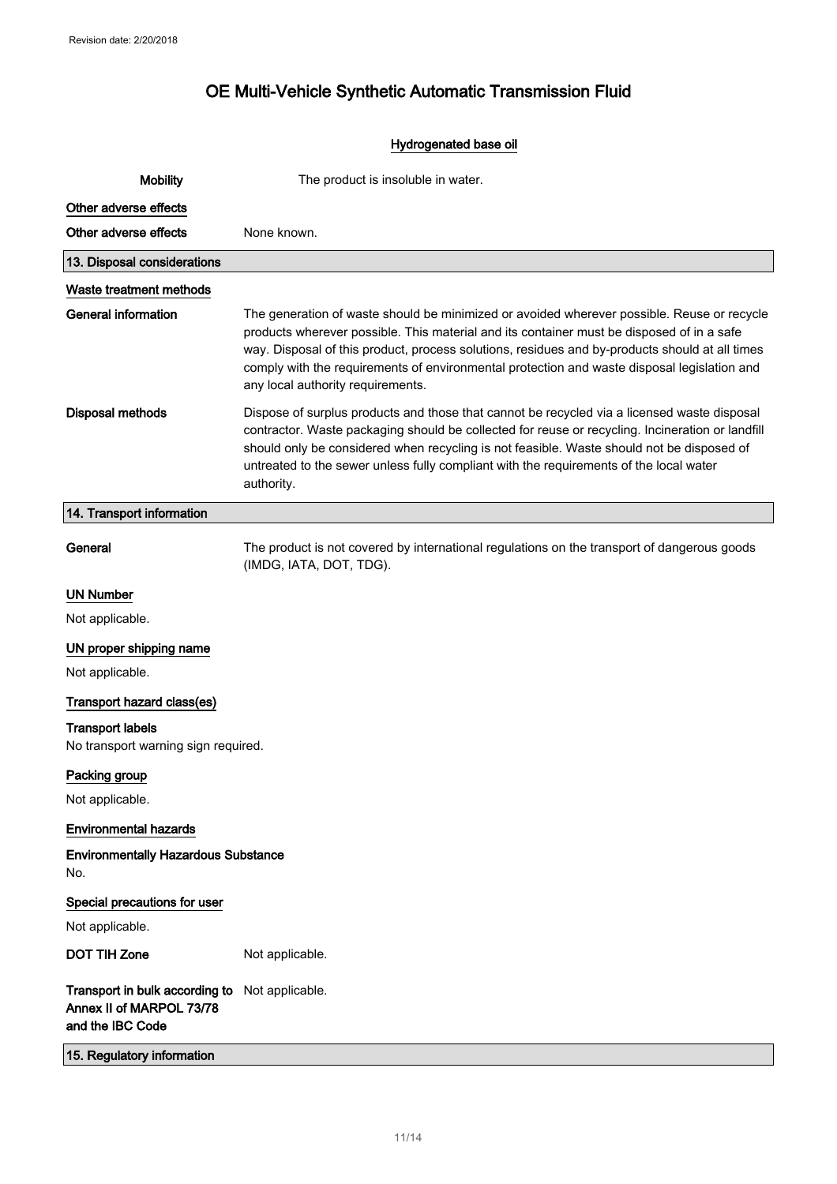### Hydrogenated base oil

**Mobility** The product is insoluble in water.

**Other adverse effects**

**Other adverse effects** None known.

## 13. Disposal considerations

**Waste treatment methods**

**General information** The generation of waste should be minimized or avoided wherever possible. Reuse or recycle products wherever possible. This material and its container must be disposed of in a safe way. Disposal of this product, process solutions, residues and by-products should at all times comply with the requirements of environmental protection and waste disposal legislation and any local authority requirements.

**Disposal methods** Dispose of surplus products and those that cannot be recycled via a licensed waste disposal contractor. Waste packaging should be collected for reuse or recycling. Incineration or landfill should only be considered when recycling is not feasible. Waste should not be disposed of untreated to the sewer unless fully compliant with the requirements of the local water authority.

## 14. Transport information

**General** The product is not covered by international regulations on the transport of dangerous goods (IMDG, IATA, DOT, TDG).

**UN Number**

Not applicable.

**UN proper shipping name**

Not applicable.

**Transport hazard class(es)**

**Transport labels**

No transport warning sign required.

**Packing group**

Not applicable.

**Environmental hazards**

**Environmentally Hazardous Substance**

No.

**Special precautions for user**

Not applicable.

**DOT TIH Zone** Not applicable.

**Transport in bulk according to Annex II of MARPOL 73/78 and the IBC Code** Not applicable.

## 15. Regulatory information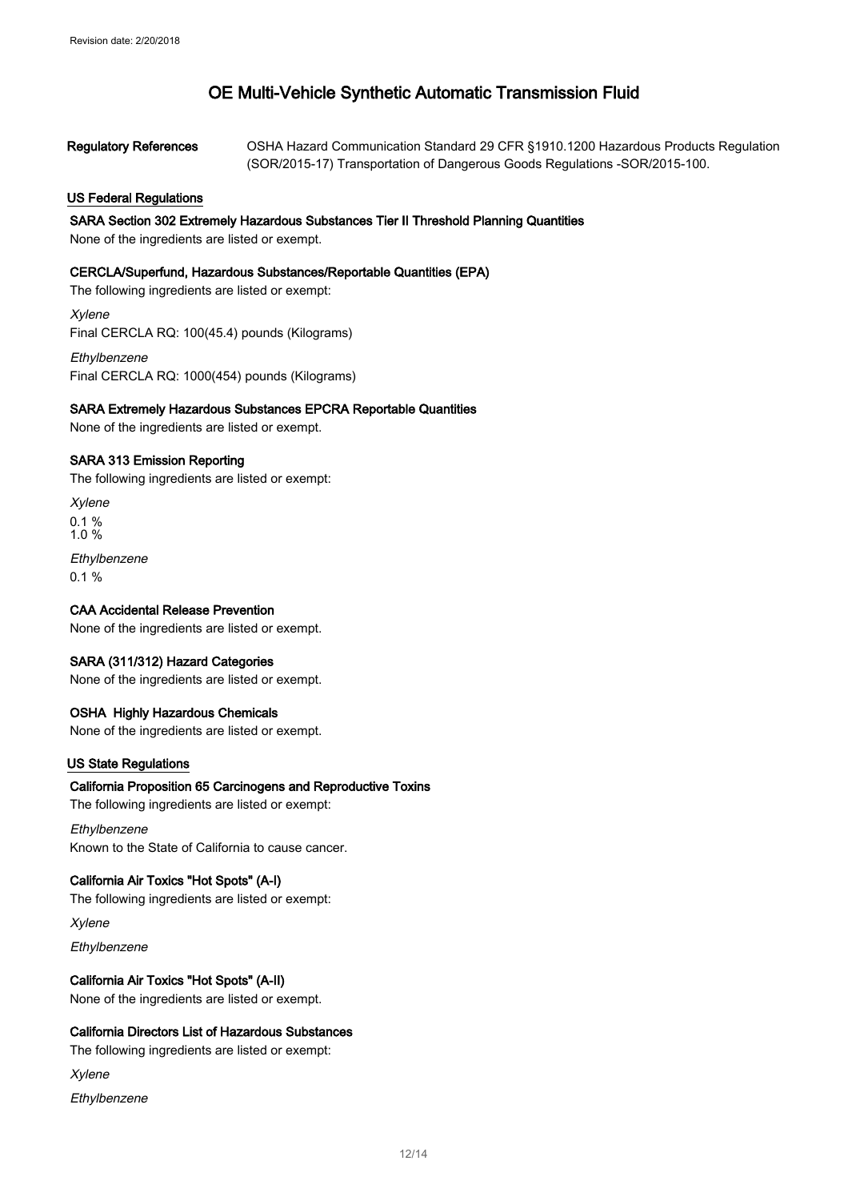**Regulatory References** OSHA Hazard Communication Standard 29 CFR §1910.1200 Hazardous Products Regulation (SOR/2015-17) Transportation of Dangerous Goods Regulations -SOR/2015-100.

## US Federal Regulations

### SARA Section 302 Extremely Hazardous Substances Tier II Threshold Planning Quantities

None of the ingredients are listed or exempt.

### CERCLA/Superfund, Hazardous Substances/Reportable Quantities (EPA)

The following ingredients are listed or exempt:

*Xylene*
Final CERCLA RQ: 100(45.4) pounds (Kilograms)

*Ethylbenzene*
Final CERCLA RQ: 1000(454) pounds (Kilograms)

### SARA Extremely Hazardous Substances EPCRA Reportable Quantities

None of the ingredients are listed or exempt.

### SARA 313 Emission Reporting

The following ingredients are listed or exempt:

*Xylene*
0.1 %
1.0 %

*Ethylbenzene*
0.1 %

### CAA Accidental Release Prevention

None of the ingredients are listed or exempt.

### SARA (311/312) Hazard Categories

None of the ingredients are listed or exempt.

### OSHA Highly Hazardous Chemicals

None of the ingredients are listed or exempt.

## US State Regulations

### California Proposition 65 Carcinogens and Reproductive Toxins

The following ingredients are listed or exempt:

*Ethylbenzene*
Known to the State of California to cause cancer.

### California Air Toxics "Hot Spots" (A-I)

The following ingredients are listed or exempt:

*Xylene*

*Ethylbenzene*

### California Air Toxics "Hot Spots" (A-II)

None of the ingredients are listed or exempt.

### California Directors List of Hazardous Substances

The following ingredients are listed or exempt:

*Xylene*

*Ethylbenzene*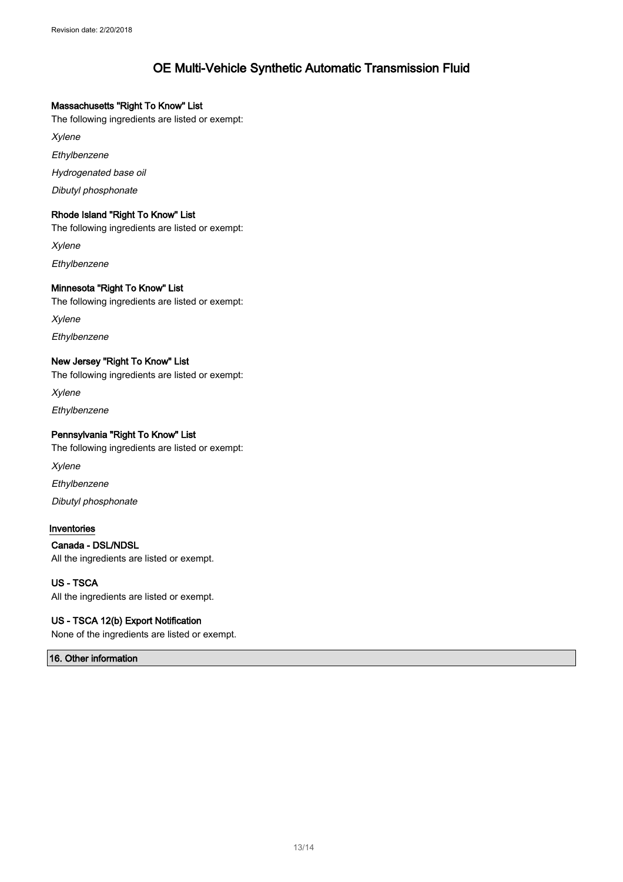### Massachusetts "Right To Know" List

The following ingredients are listed or exempt:

*Xylene*

*Ethylbenzene*

*Hydrogenated base oil*

*Dibutyl phosphonate*

### Rhode Island "Right To Know" List

The following ingredients are listed or exempt:

*Xylene*

*Ethylbenzene*

### Minnesota "Right To Know" List

The following ingredients are listed or exempt:

*Xylene*

*Ethylbenzene*

### New Jersey "Right To Know" List

The following ingredients are listed or exempt:

*Xylene*

*Ethylbenzene*

### Pennsylvania "Right To Know" List

The following ingredients are listed or exempt:

*Xylene*

*Ethylbenzene*

*Dibutyl phosphonate*

## Inventories

### Canada - DSL/NDSL

All the ingredients are listed or exempt.

### US - TSCA

All the ingredients are listed or exempt.

### US - TSCA 12(b) Export Notification

None of the ingredients are listed or exempt.

## 16. Other information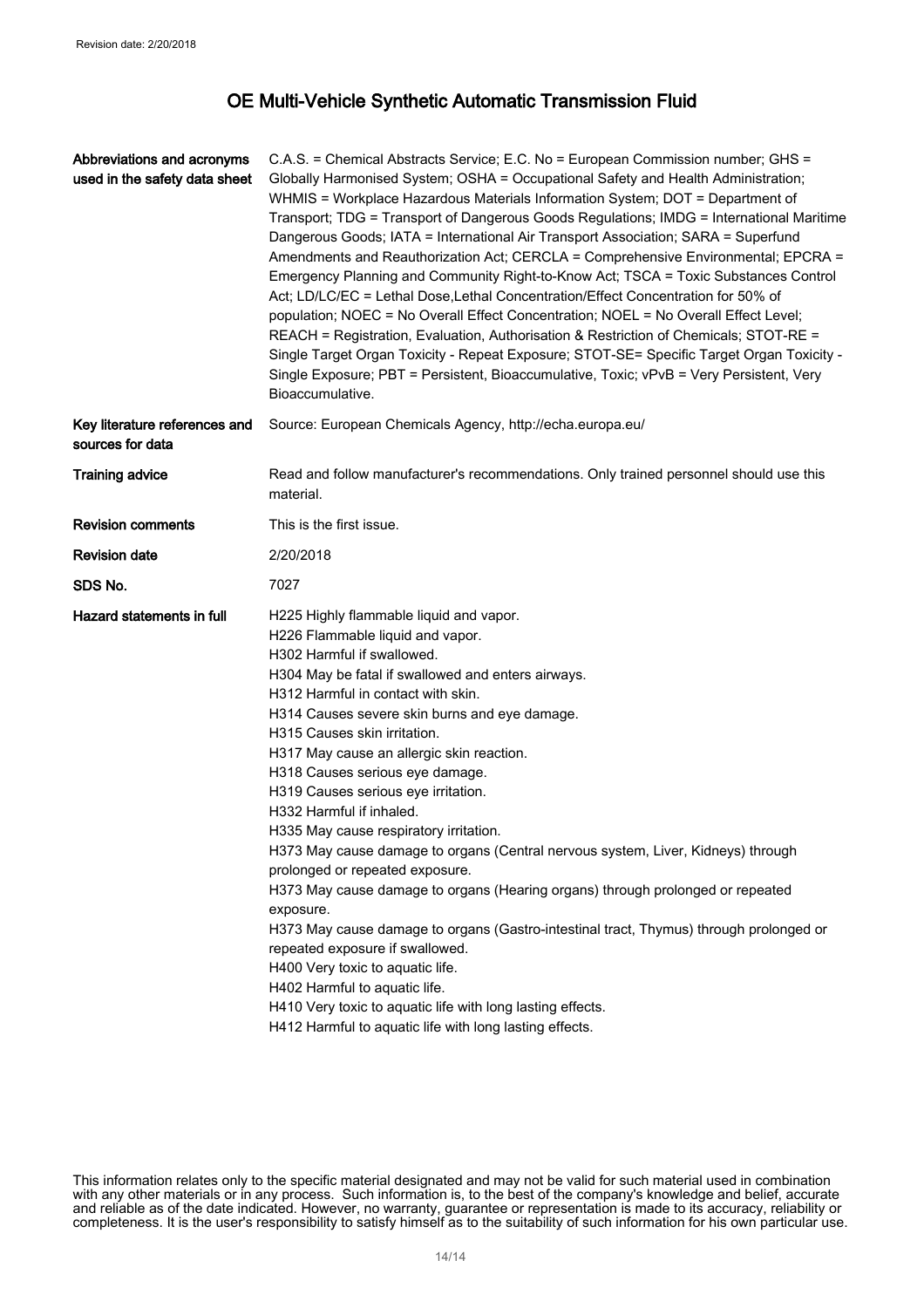# OE Multi-Vehicle Synthetic Automatic Transmission Fluid

| | |
|---|---|
| **Abbreviations and acronyms used in the safety data sheet** | C.A.S. = Chemical Abstracts Service; E.C. No = European Commission number; GHS = Globally Harmonised System; OSHA = Occupational Safety and Health Administration; WHMIS = Workplace Hazardous Materials Information System; DOT = Department of Transport; TDG = Transport of Dangerous Goods Regulations; IMDG = International Maritime Dangerous Goods; IATA = International Air Transport Association; SARA = Superfund Amendments and Reauthorization Act; CERCLA = Comprehensive Environmental; EPCRA = Emergency Planning and Community Right-to-Know Act; TSCA = Toxic Substances Control Act; LD/LC/EC = Lethal Dose,Lethal Concentration/Effect Concentration for 50% of population; NOEC = No Overall Effect Concentration; NOEL = No Overall Effect Level; REACH = Registration, Evaluation, Authorisation & Restriction of Chemicals; STOT-RE = Single Target Organ Toxicity - Repeat Exposure; STOT-SE= Specific Target Organ Toxicity - Single Exposure; PBT = Persistent, Bioaccumulative, Toxic; vPvB = Very Persistent, Very Bioaccumulative. |
| **Key literature references and sources for data** | Source: European Chemicals Agency, http://echa.europa.eu/ |
| **Training advice** | Read and follow manufacturer's recommendations. Only trained personnel should use this material. |
| **Revision comments** | This is the first issue. |
| **Revision date** | 2/20/2018 |
| **SDS No.** | 7027 |
| **Hazard statements in full** | H225 Highly flammable liquid and vapor.<br>H226 Flammable liquid and vapor.<br>H302 Harmful if swallowed.<br>H304 May be fatal if swallowed and enters airways.<br>H312 Harmful in contact with skin.<br>H314 Causes severe skin burns and eye damage.<br>H315 Causes skin irritation.<br>H317 May cause an allergic skin reaction.<br>H318 Causes serious eye damage.<br>H319 Causes serious eye irritation.<br>H332 Harmful if inhaled.<br>H335 May cause respiratory irritation.<br>H373 May cause damage to organs (Central nervous system, Liver, Kidneys) through prolonged or repeated exposure.<br>H373 May cause damage to organs (Hearing organs) through prolonged or repeated exposure.<br>H373 May cause damage to organs (Gastro-intestinal tract, Thymus) through prolonged or repeated exposure if swallowed.<br>H400 Very toxic to aquatic life.<br>H402 Harmful to aquatic life.<br>H410 Very toxic to aquatic life with long lasting effects.<br>H412 Harmful to aquatic life with long lasting effects. |

This information relates only to the specific material designated and may not be valid for such material used in combination with any other materials or in any process. Such information is, to the best of the company's knowledge and belief, accurate and reliable as of the date indicated. However, no warranty, guarantee or representation is made to its accuracy, reliability or completeness. It is the user's responsibility to satisfy himself as to the suitability of such information for his own particular use.